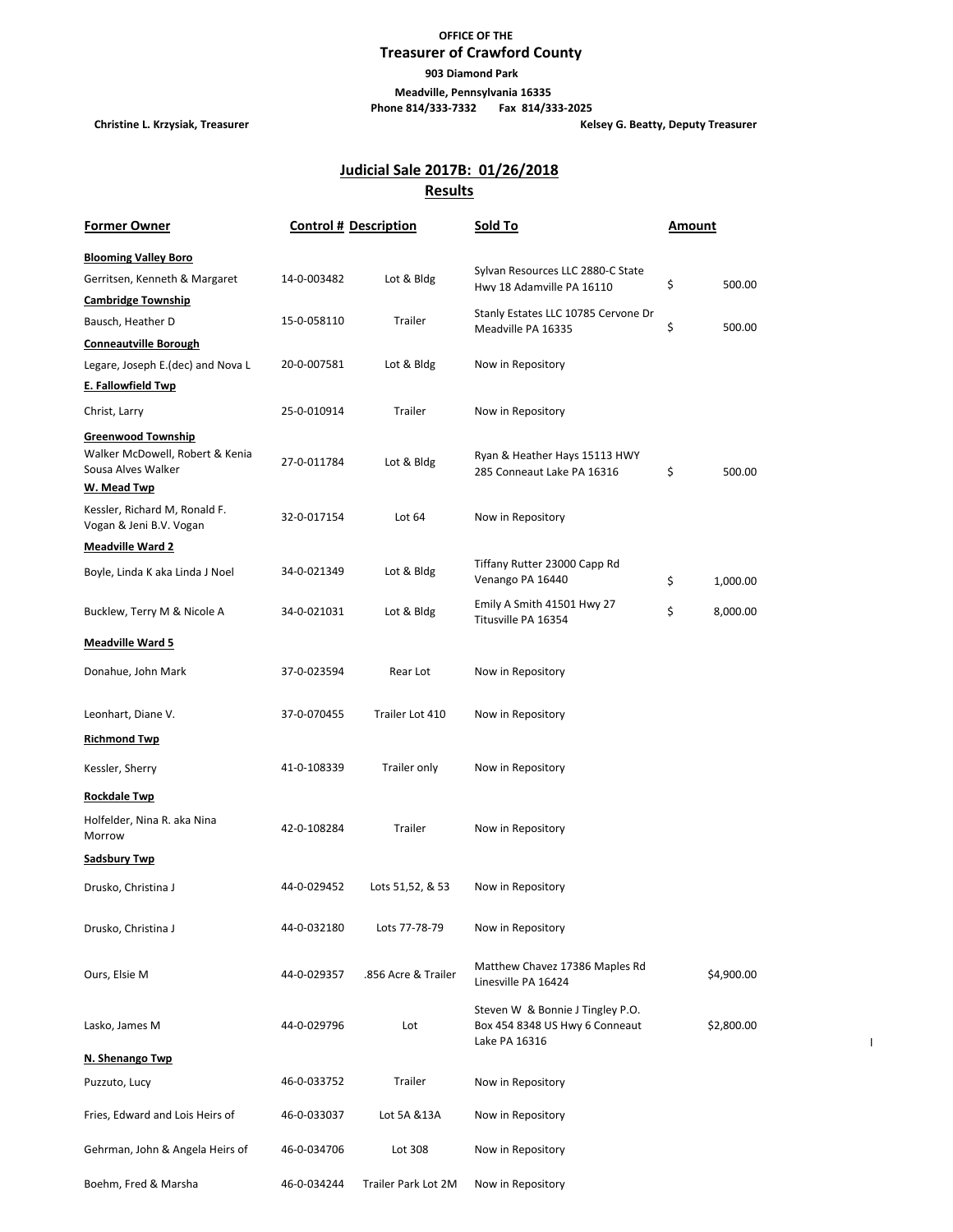**OFFICE OF THE**

# Treasurer of Crawford County

**903 Diamond Park**

**Meadville, Pennsylvania 16335**

**Phone 814/333-7332 Fax 814/333-2025**

**Christine L. Krzysiak, Treasurer** **Kelsey G. Beatty, Deputy Treasurer**

## Judicial Sale 2017B: 01/26/2018

## Results

| Former Owner | Control # | Description | Sold To | Amount |
|---|---|---|---|---|
| **Blooming Valley Boro** | | | | |
| Gerritsen, Kenneth & Margaret | 14-0-003482 | Lot & Bldg | Sylvan Resources LLC 2880-C State Hwy 18 Adamville PA 16110 | $ 500.00 |
| **Cambridge Township** | | | | |
| Bausch, Heather D | 15-0-058110 | Trailer | Stanly Estates LLC 10785 Cervone Dr Meadville PA 16335 | $ 500.00 |
| **Conneautville Borough** | | | | |
| Legare, Joseph E.(dec) and Nova L | 20-0-007581 | Lot & Bldg | Now in Repository | |
| **E. Fallowfield Twp** | | | | |
| Christ, Larry | 25-0-010914 | Trailer | Now in Repository | |
| **Greenwood Township** | | | | |
| Walker McDowell, Robert & Kenia Sousa Alves Walker | 27-0-011784 | Lot & Bldg | Ryan & Heather Hays 15113 HWY 285 Conneaut Lake PA 16316 | $ 500.00 |
| **W. Mead Twp** | | | | |
| Kessler, Richard M, Ronald F. Vogan & Jeni B.V. Vogan | 32-0-017154 | Lot 64 | Now in Repository | |
| **Meadville Ward 2** | | | | |
| Boyle, Linda K aka Linda J Noel | 34-0-021349 | Lot & Bldg | Tiffany Rutter 23000 Capp Rd Venango PA 16440 | $ 1,000.00 |
| Bucklew, Terry M & Nicole A | 34-0-021031 | Lot & Bldg | Emily A Smith 41501 Hwy 27 Titusville PA 16354 | $ 8,000.00 |
| **Meadville Ward 5** | | | | |
| Donahue, John Mark | 37-0-023594 | Rear Lot | Now in Repository | |
| Leonhart, Diane V. | 37-0-070455 | Trailer Lot 410 | Now in Repository | |
| **Richmond Twp** | | | | |
| Kessler, Sherry | 41-0-108339 | Trailer only | Now in Repository | |
| **Rockdale Twp** | | | | |
| Holfelder, Nina R. aka Nina Morrow | 42-0-108284 | Trailer | Now in Repository | |
| **Sadsbury Twp** | | | | |
| Drusko, Christina J | 44-0-029452 | Lots 51,52, & 53 | Now in Repository | |
| Drusko, Christina J | 44-0-032180 | Lots 77-78-79 | Now in Repository | |
| Ours, Elsie M | 44-0-029357 | .856 Acre & Trailer | Matthew Chavez 17386 Maples Rd Linesville PA 16424 | $4,900.00 |
| Lasko, James M | 44-0-029796 | Lot | Steven W & Bonnie J Tingley P.O. Box 454 8348 US Hwy 6 Conneaut Lake PA 16316 | $2,800.00 |
| **N. Shenango Twp** | | | | |
| Puzzuto, Lucy | 46-0-033752 | Trailer | Now in Repository | |
| Fries, Edward and Lois Heirs of | 46-0-033037 | Lot 5A &13A | Now in Repository | |
| Gehrman, John & Angela Heirs of | 46-0-034706 | Lot 308 | Now in Repository | |
| Boehm, Fred & Marsha | 46-0-034244 | Trailer Park Lot 2M | Now in Repository | |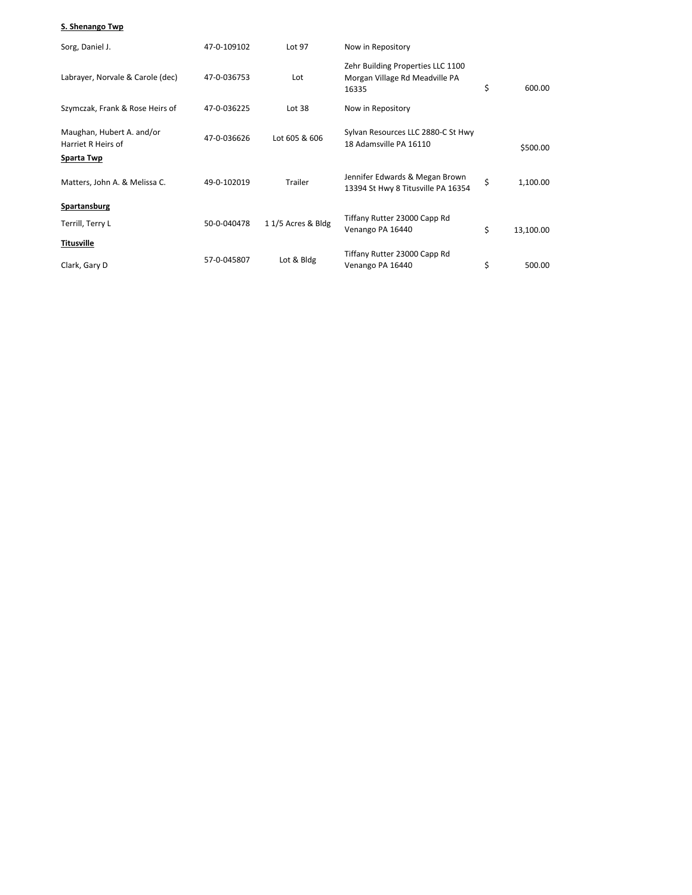**S. Shenango Twp**

| | | | | |
|---|---|---|---|---|
| Sorg, Daniel J. | 47-0-109102 | Lot 97 | Now in Repository | |
| Labrayer, Norvale & Carole (dec) | 47-0-036753 | Lot | Zehr Building Properties LLC 1100 Morgan Village Rd Meadville PA 16335 | $ 600.00 |
| Szymczak, Frank & Rose Heirs of | 47-0-036225 | Lot 38 | Now in Repository | |
| Maughan, Hubert A. and/or Harriet R Heirs of | 47-0-036626 | Lot 605 & 606 | Sylvan Resources LLC 2880-C St Hwy 18 Adamsville PA 16110 | $500.00 |

**Sparta Twp**

| | | | | |
|---|---|---|---|---|
| Matters, John A. & Melissa C. | 49-0-102019 | Trailer | Jennifer Edwards & Megan Brown 13394 St Hwy 8 Titusville PA 16354 | $ 1,100.00 |

**Spartansburg**

| | | | | |
|---|---|---|---|---|
| Terrill, Terry L | 50-0-040478 | 1 1/5 Acres & Bldg | Tiffany Rutter 23000 Capp Rd Venango PA 16440 | $ 13,100.00 |

**Titusville**

| | | | | |
|---|---|---|---|---|
| Clark, Gary D | 57-0-045807 | Lot & Bldg | Tiffany Rutter 23000 Capp Rd Venango PA 16440 | $ 500.00 |